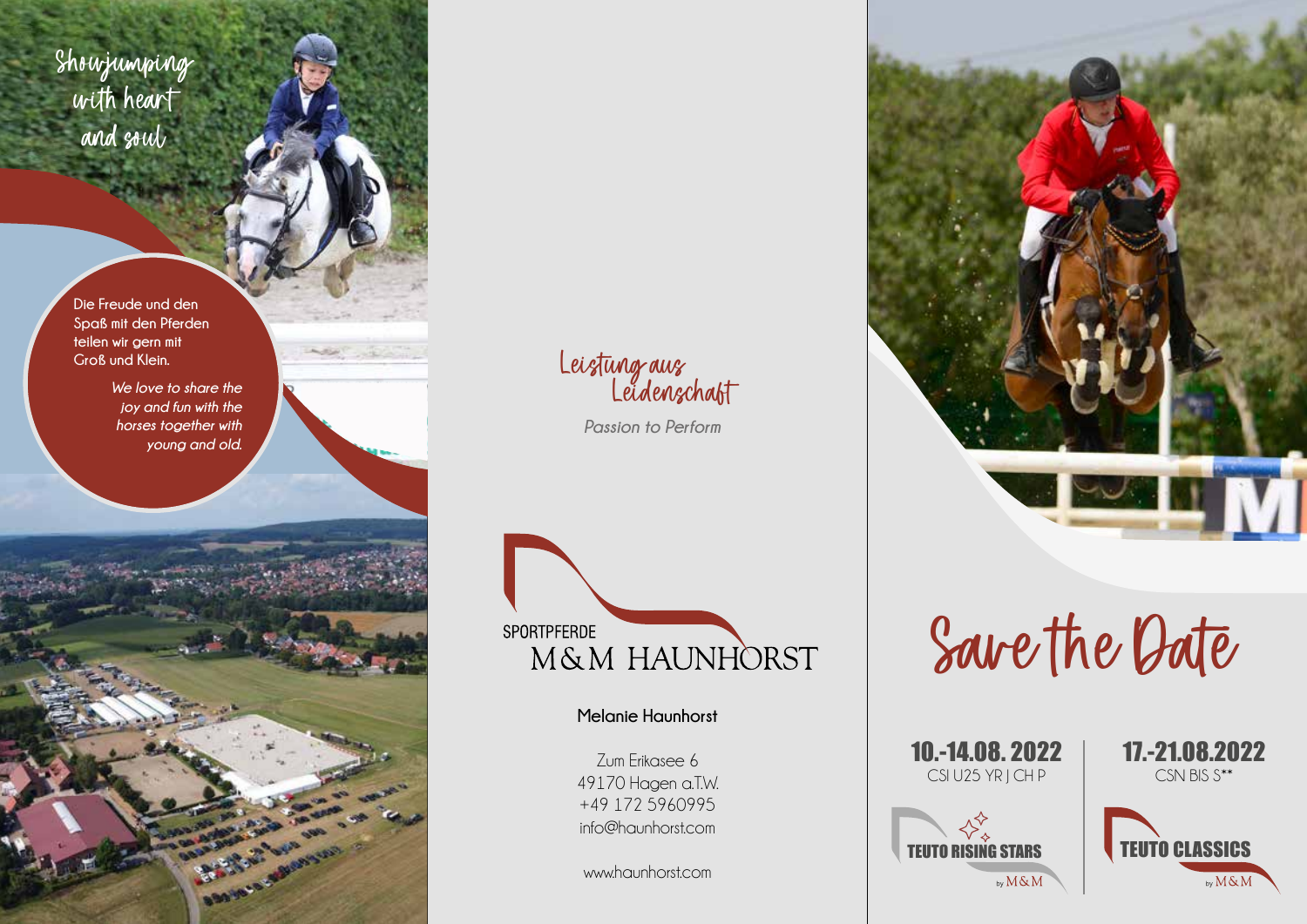Showjumping with heart and soul

Die Freude und den Spaß mit den Pferden teilen wir gern mit Groß und Klein.

*We love to share the joy and fun with the horses together with young and old.*

Leistung aus Leidenschaft

*Passion to Perform*

SPORTPFERDE
M&M HAUNHORST

**Melanie Haunhorst**

Zum Erikasee 6
49170 Hagen a.T.W.
+49 172 5960995
info@haunhorst.com

www.haunhorst.com

# Save the Date

**10.-14.08. 2022**
CSI U25 YR | CH P

TEUTO RISING STARS by M&M

**17.-21.08.2022**
CSN BIS S**

TEUTO CLASSICS by M&M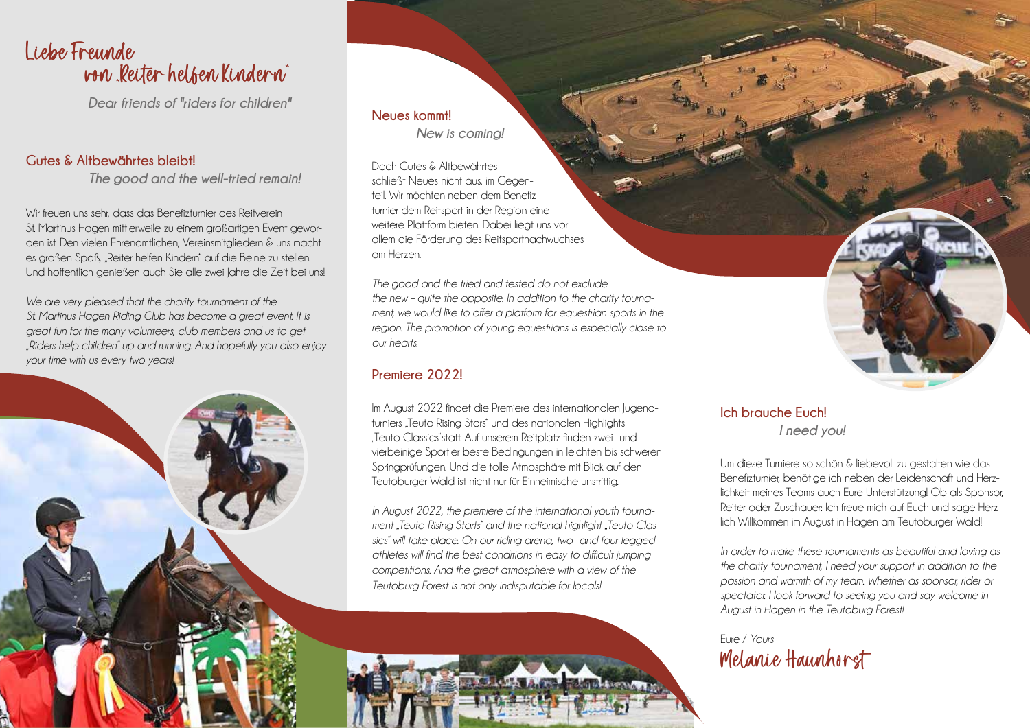# Liebe Freunde von „Reiter helfen Kindern"

*Dear friends of "riders for children"*

## Gutes & Altbewährtes bleibt!

*The good and the well-tried remain!*

Wir freuen uns sehr, dass das Benefizturnier des Reitverein St. Martinus Hagen mittlerweile zu einem großartigen Event geworden ist. Den vielen Ehrenamtlichen, Vereinsmitgliedern & uns macht es großen Spaß, „Reiter helfen Kindern" auf die Beine zu stellen. Und hoffentlich genießen auch Sie alle zwei Jahre die Zeit bei uns!

*We are very pleased that the charity tournament of the St. Martinus Hagen Riding Club has become a great event. It is great fun for the many volunteers, club members and us to get „Riders help children" up and running. And hopefully you also enjoy your time with us every two years!*

## Neues kommt!

*New is coming!*

Doch Gutes & Altbewährtes schließt Neues nicht aus, im Gegenteil. Wir möchten neben dem Benefizturnier dem Reitsport in der Region eine weitere Plattform bieten. Dabei liegt uns vor allem die Förderung des Reitsportnachwuchses am Herzen.

*The good and the tried and tested do not exclude the new – quite the opposite. In addition to the charity tournament, we would like to offer a platform for equestrian sports in the region. The promotion of young equestrians is especially close to our hearts.*

## Premiere 2022!

Im August 2022 findet die Premiere des internationalen Jugendturniers „Teuto Rising Stars" und des nationalen Highlights „Teuto Classics" statt. Auf unserem Reitplatz finden zwei- und vierbeinige Sportler beste Bedingungen in leichten bis schweren Springprüfungen. Und die tolle Atmosphäre mit Blick auf den Teutoburger Wald ist nicht nur für Einheimische unstrittig.

*In August 2022, the premiere of the international youth tournament „Teuto Rising Starts" and the national highlight „Teuto Classics" will take place. On our riding arena, two- and four-legged athletes will find the best conditions in easy to difficult jumping competitions. And the great atmosphere with a view of the Teutoburg Forest is not only indisputable for locals!*

## Ich brauche Euch!

*I need you!*

Um diese Turniere so schön & liebevoll zu gestalten wie das Benefizturnier, benötige ich neben der Leidenschaft und Herzlichkeit meines Teams auch Eure Unterstützung! Ob als Sponsor, Reiter oder Zuschauer: Ich freue mich auf Euch und sage Herzlich Willkommen im August in Hagen am Teutoburger Wald!

*In order to make these tournaments as beautiful and loving as the charity tournament, I need your support in addition to the passion and warmth of my team. Whether as sponsor, rider or spectator. I look forward to seeing you and say welcome in August in Hagen in the Teutoburg Forest!*

Eure / *Yours*

Melanie Haunhorst